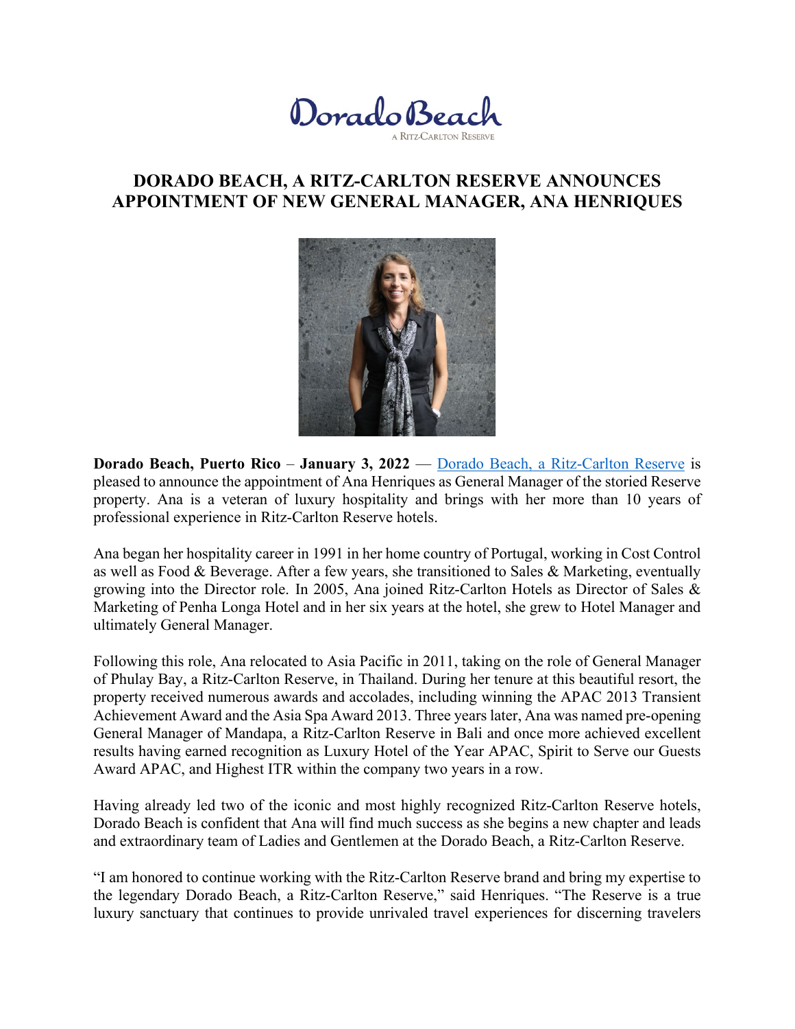Dorado Beach

A RITZ-CARLTON RESERVE

# DORADO BEACH, A RITZ-CARLTON RESERVE ANNOUNCES APPOINTMENT OF NEW GENERAL MANAGER, ANA HENRIQUES

**Dorado Beach, Puerto Rico** – **January 3, 2022** — Dorado Beach, a Ritz-Carlton Reserve is pleased to announce the appointment of Ana Henriques as General Manager of the storied Reserve property. Ana is a veteran of luxury hospitality and brings with her more than 10 years of professional experience in Ritz-Carlton Reserve hotels.

Ana began her hospitality career in 1991 in her home country of Portugal, working in Cost Control as well as Food & Beverage. After a few years, she transitioned to Sales & Marketing, eventually growing into the Director role. In 2005, Ana joined Ritz-Carlton Hotels as Director of Sales & Marketing of Penha Longa Hotel and in her six years at the hotel, she grew to Hotel Manager and ultimately General Manager.

Following this role, Ana relocated to Asia Pacific in 2011, taking on the role of General Manager of Phulay Bay, a Ritz-Carlton Reserve, in Thailand. During her tenure at this beautiful resort, the property received numerous awards and accolades, including winning the APAC 2013 Transient Achievement Award and the Asia Spa Award 2013. Three years later, Ana was named pre-opening General Manager of Mandapa, a Ritz-Carlton Reserve in Bali and once more achieved excellent results having earned recognition as Luxury Hotel of the Year APAC, Spirit to Serve our Guests Award APAC, and Highest ITR within the company two years in a row.

Having already led two of the iconic and most highly recognized Ritz-Carlton Reserve hotels, Dorado Beach is confident that Ana will find much success as she begins a new chapter and leads and extraordinary team of Ladies and Gentlemen at the Dorado Beach, a Ritz-Carlton Reserve.

"I am honored to continue working with the Ritz-Carlton Reserve brand and bring my expertise to the legendary Dorado Beach, a Ritz-Carlton Reserve," said Henriques. "The Reserve is a true luxury sanctuary that continues to provide unrivaled travel experiences for discerning travelers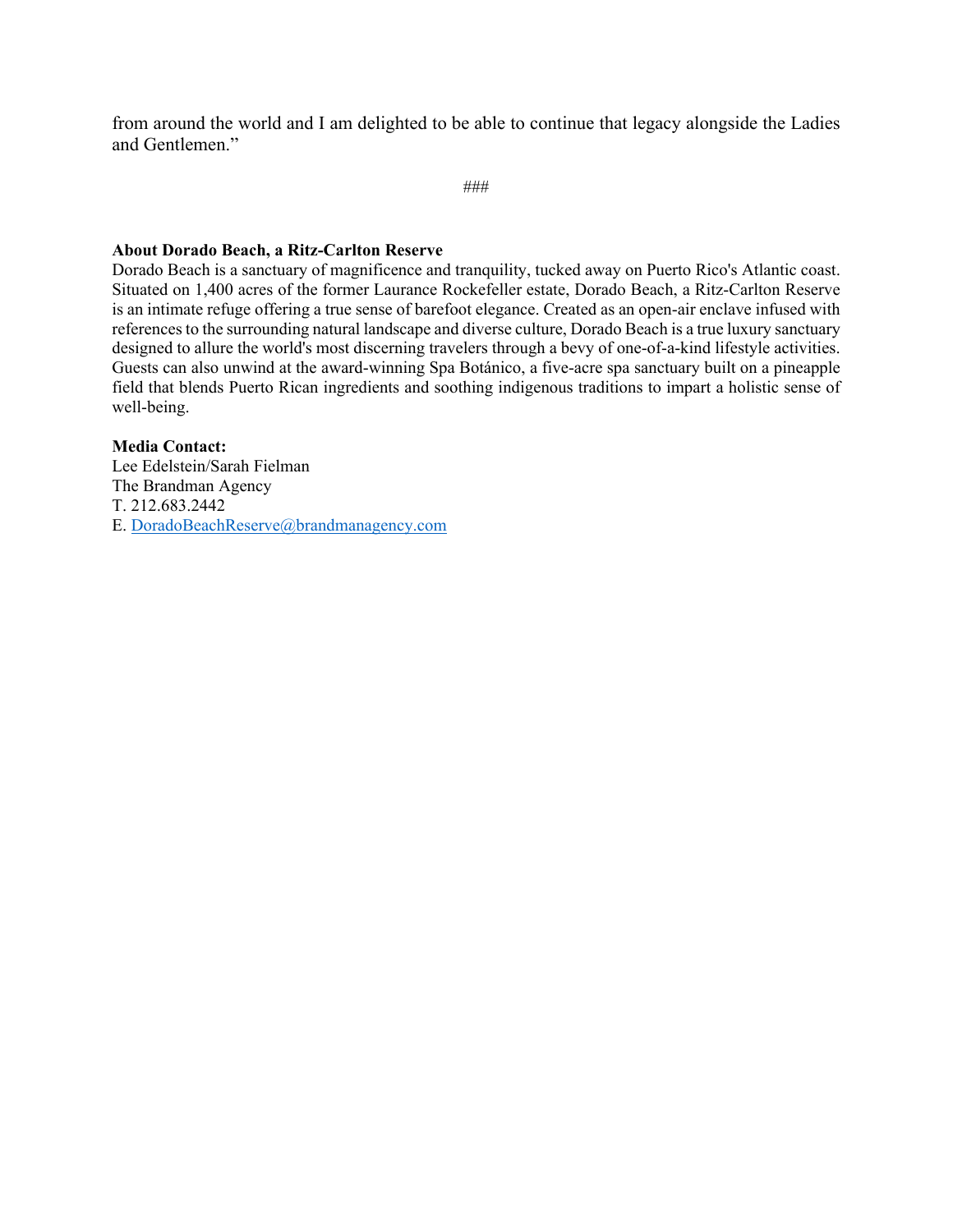from around the world and I am delighted to be able to continue that legacy alongside the Ladies and Gentlemen."

###

**About Dorado Beach, a Ritz-Carlton Reserve**
Dorado Beach is a sanctuary of magnificence and tranquility, tucked away on Puerto Rico's Atlantic coast. Situated on 1,400 acres of the former Laurance Rockefeller estate, Dorado Beach, a Ritz-Carlton Reserve is an intimate refuge offering a true sense of barefoot elegance. Created as an open-air enclave infused with references to the surrounding natural landscape and diverse culture, Dorado Beach is a true luxury sanctuary designed to allure the world's most discerning travelers through a bevy of one-of-a-kind lifestyle activities. Guests can also unwind at the award-winning Spa Botánico, a five-acre spa sanctuary built on a pineapple field that blends Puerto Rican ingredients and soothing indigenous traditions to impart a holistic sense of well-being.

**Media Contact:**
Lee Edelstein/Sarah Fielman
The Brandman Agency
T. 212.683.2442
E. DoradoBeachReserve@brandmanagency.com